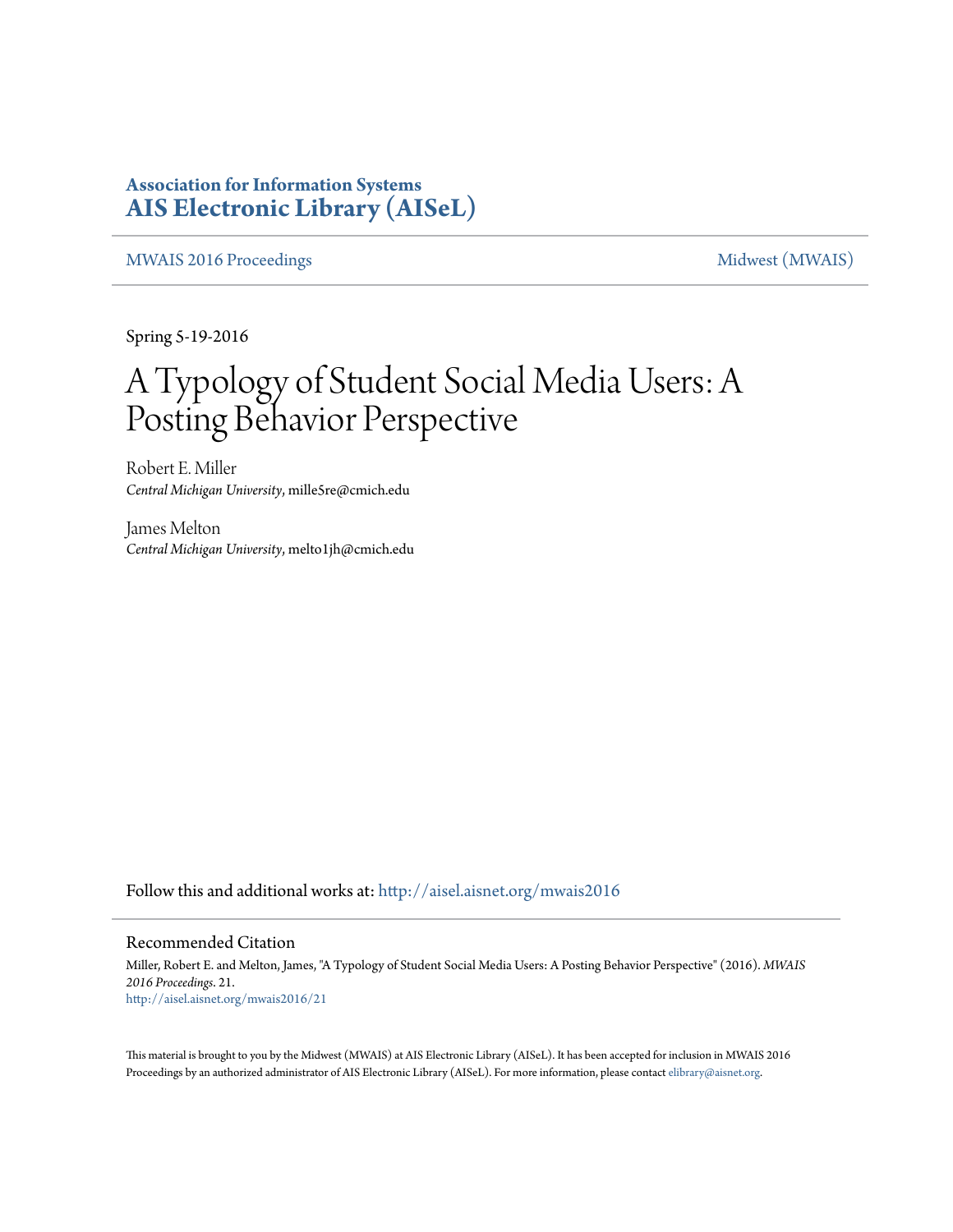**Association for Information Systems**
**AIS Electronic Library (AISeL)**

MWAIS 2016 Proceedings | Midwest (MWAIS)

Spring 5-19-2016

# A Typology of Student Social Media Users: A Posting Behavior Perspective

Robert E. Miller
*Central Michigan University*, mille5re@cmich.edu

James Melton
*Central Michigan University*, melto1jh@cmich.edu

Follow this and additional works at: http://aisel.aisnet.org/mwais2016

## Recommended Citation

Miller, Robert E. and Melton, James, "A Typology of Student Social Media Users: A Posting Behavior Perspective" (2016). *MWAIS 2016 Proceedings*. 21.
http://aisel.aisnet.org/mwais2016/21

This material is brought to you by the Midwest (MWAIS) at AIS Electronic Library (AISeL). It has been accepted for inclusion in MWAIS 2016 Proceedings by an authorized administrator of AIS Electronic Library (AISeL). For more information, please contact elibrary@aisnet.org.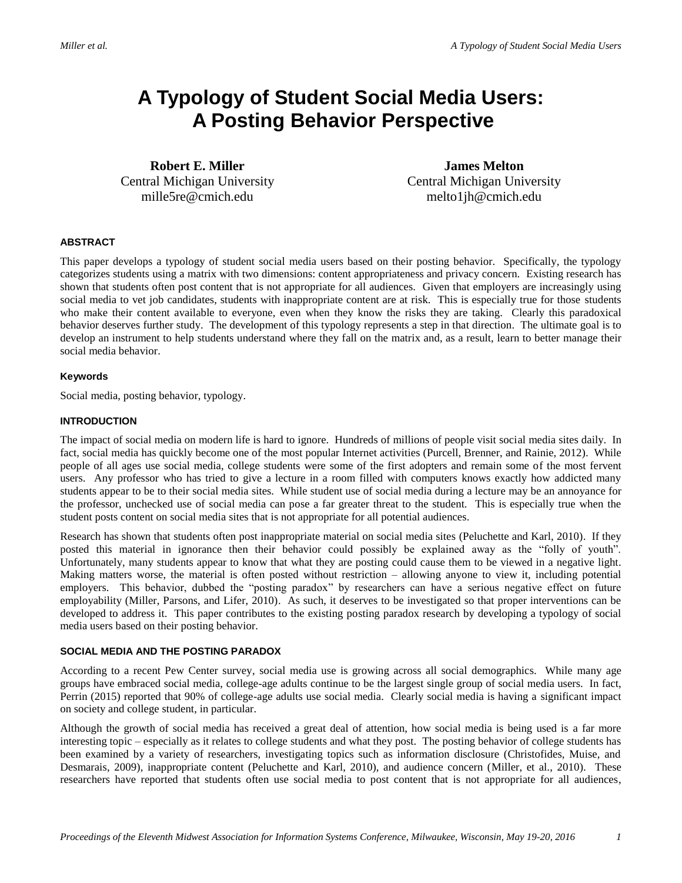# A Typology of Student Social Media Users: A Posting Behavior Perspective

**Robert E. Miller**
Central Michigan University
mille5re@cmich.edu

**James Melton**
Central Michigan University
melto1jh@cmich.edu

### ABSTRACT

This paper develops a typology of student social media users based on their posting behavior. Specifically, the typology categorizes students using a matrix with two dimensions: content appropriateness and privacy concern. Existing research has shown that students often post content that is not appropriate for all audiences. Given that employers are increasingly using social media to vet job candidates, students with inappropriate content are at risk. This is especially true for those students who make their content available to everyone, even when they know the risks they are taking. Clearly this paradoxical behavior deserves further study. The development of this typology represents a step in that direction. The ultimate goal is to develop an instrument to help students understand where they fall on the matrix and, as a result, learn to better manage their social media behavior.

#### Keywords

Social media, posting behavior, typology.

### INTRODUCTION

The impact of social media on modern life is hard to ignore. Hundreds of millions of people visit social media sites daily. In fact, social media has quickly become one of the most popular Internet activities (Purcell, Brenner, and Rainie, 2012). While people of all ages use social media, college students were some of the first adopters and remain some of the most fervent users. Any professor who has tried to give a lecture in a room filled with computers knows exactly how addicted many students appear to be to their social media sites. While student use of social media during a lecture may be an annoyance for the professor, unchecked use of social media can pose a far greater threat to the student. This is especially true when the student posts content on social media sites that is not appropriate for all potential audiences.

Research has shown that students often post inappropriate material on social media sites (Peluchette and Karl, 2010). If they posted this material in ignorance then their behavior could possibly be explained away as the "folly of youth". Unfortunately, many students appear to know that what they are posting could cause them to be viewed in a negative light. Making matters worse, the material is often posted without restriction – allowing anyone to view it, including potential employers. This behavior, dubbed the "posting paradox" by researchers can have a serious negative effect on future employability (Miller, Parsons, and Lifer, 2010). As such, it deserves to be investigated so that proper interventions can be developed to address it. This paper contributes to the existing posting paradox research by developing a typology of social media users based on their posting behavior.

### SOCIAL MEDIA AND THE POSTING PARADOX

According to a recent Pew Center survey, social media use is growing across all social demographics. While many age groups have embraced social media, college-age adults continue to be the largest single group of social media users. In fact, Perrin (2015) reported that 90% of college-age adults use social media. Clearly social media is having a significant impact on society and college student, in particular.

Although the growth of social media has received a great deal of attention, how social media is being used is a far more interesting topic – especially as it relates to college students and what they post. The posting behavior of college students has been examined by a variety of researchers, investigating topics such as information disclosure (Christofides, Muise, and Desmarais, 2009), inappropriate content (Peluchette and Karl, 2010), and audience concern (Miller, et al., 2010). These researchers have reported that students often use social media to post content that is not appropriate for all audiences,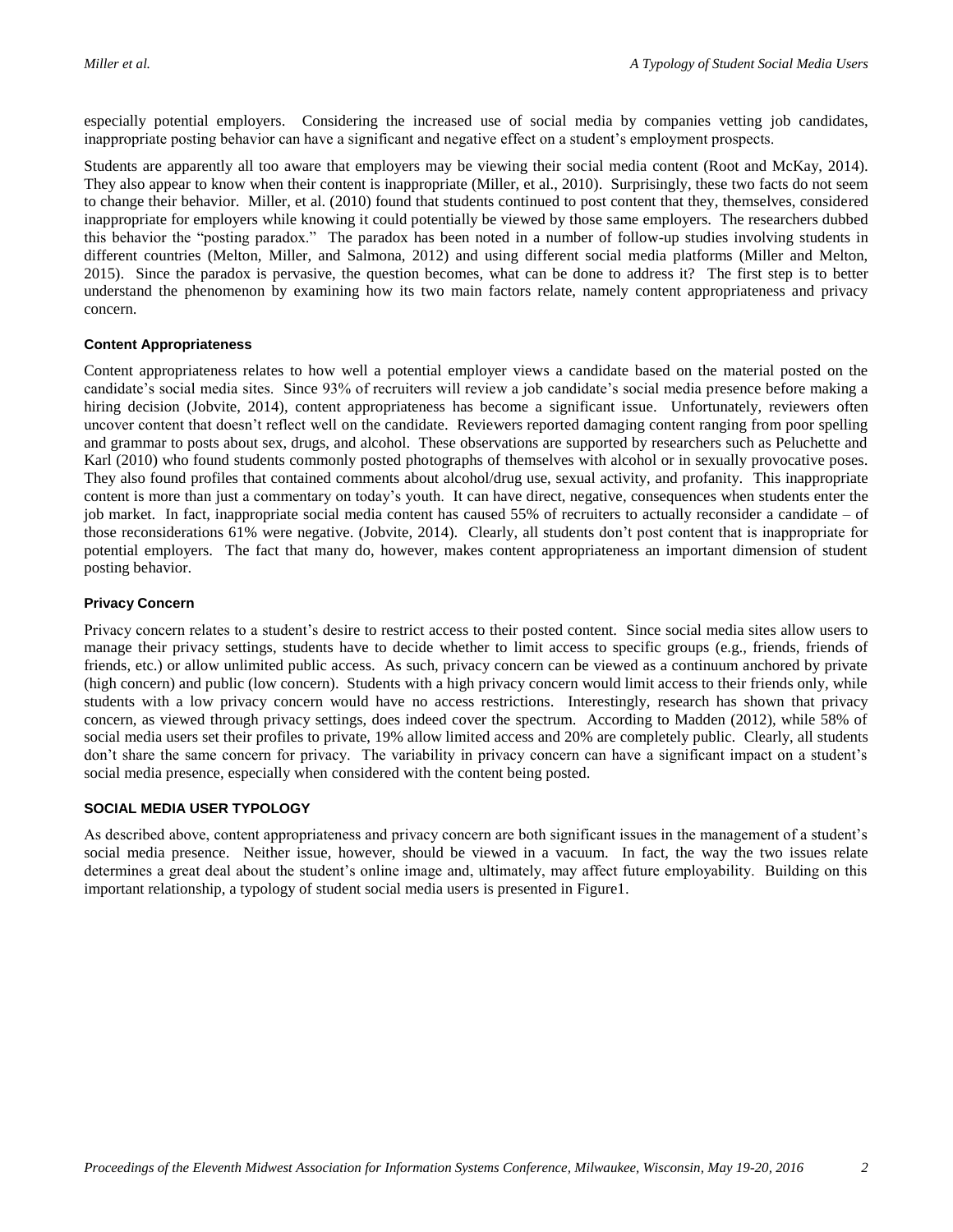especially potential employers. Considering the increased use of social media by companies vetting job candidates, inappropriate posting behavior can have a significant and negative effect on a student's employment prospects.

Students are apparently all too aware that employers may be viewing their social media content (Root and McKay, 2014). They also appear to know when their content is inappropriate (Miller, et al., 2010). Surprisingly, these two facts do not seem to change their behavior. Miller, et al. (2010) found that students continued to post content that they, themselves, considered inappropriate for employers while knowing it could potentially be viewed by those same employers. The researchers dubbed this behavior the "posting paradox." The paradox has been noted in a number of follow-up studies involving students in different countries (Melton, Miller, and Salmona, 2012) and using different social media platforms (Miller and Melton, 2015). Since the paradox is pervasive, the question becomes, what can be done to address it? The first step is to better understand the phenomenon by examining how its two main factors relate, namely content appropriateness and privacy concern.

### Content Appropriateness

Content appropriateness relates to how well a potential employer views a candidate based on the material posted on the candidate's social media sites. Since 93% of recruiters will review a job candidate's social media presence before making a hiring decision (Jobvite, 2014), content appropriateness has become a significant issue. Unfortunately, reviewers often uncover content that doesn't reflect well on the candidate. Reviewers reported damaging content ranging from poor spelling and grammar to posts about sex, drugs, and alcohol. These observations are supported by researchers such as Peluchette and Karl (2010) who found students commonly posted photographs of themselves with alcohol or in sexually provocative poses. They also found profiles that contained comments about alcohol/drug use, sexual activity, and profanity. This inappropriate content is more than just a commentary on today's youth. It can have direct, negative, consequences when students enter the job market. In fact, inappropriate social media content has caused 55% of recruiters to actually reconsider a candidate – of those reconsiderations 61% were negative. (Jobvite, 2014). Clearly, all students don't post content that is inappropriate for potential employers. The fact that many do, however, makes content appropriateness an important dimension of student posting behavior.

### Privacy Concern

Privacy concern relates to a student's desire to restrict access to their posted content. Since social media sites allow users to manage their privacy settings, students have to decide whether to limit access to specific groups (e.g., friends, friends of friends, etc.) or allow unlimited public access. As such, privacy concern can be viewed as a continuum anchored by private (high concern) and public (low concern). Students with a high privacy concern would limit access to their friends only, while students with a low privacy concern would have no access restrictions. Interestingly, research has shown that privacy concern, as viewed through privacy settings, does indeed cover the spectrum. According to Madden (2012), while 58% of social media users set their profiles to private, 19% allow limited access and 20% are completely public. Clearly, all students don't share the same concern for privacy. The variability in privacy concern can have a significant impact on a student's social media presence, especially when considered with the content being posted.

## SOCIAL MEDIA USER TYPOLOGY

As described above, content appropriateness and privacy concern are both significant issues in the management of a student's social media presence. Neither issue, however, should be viewed in a vacuum. In fact, the way the two issues relate determines a great deal about the student's online image and, ultimately, may affect future employability. Building on this important relationship, a typology of student social media users is presented in Figure1.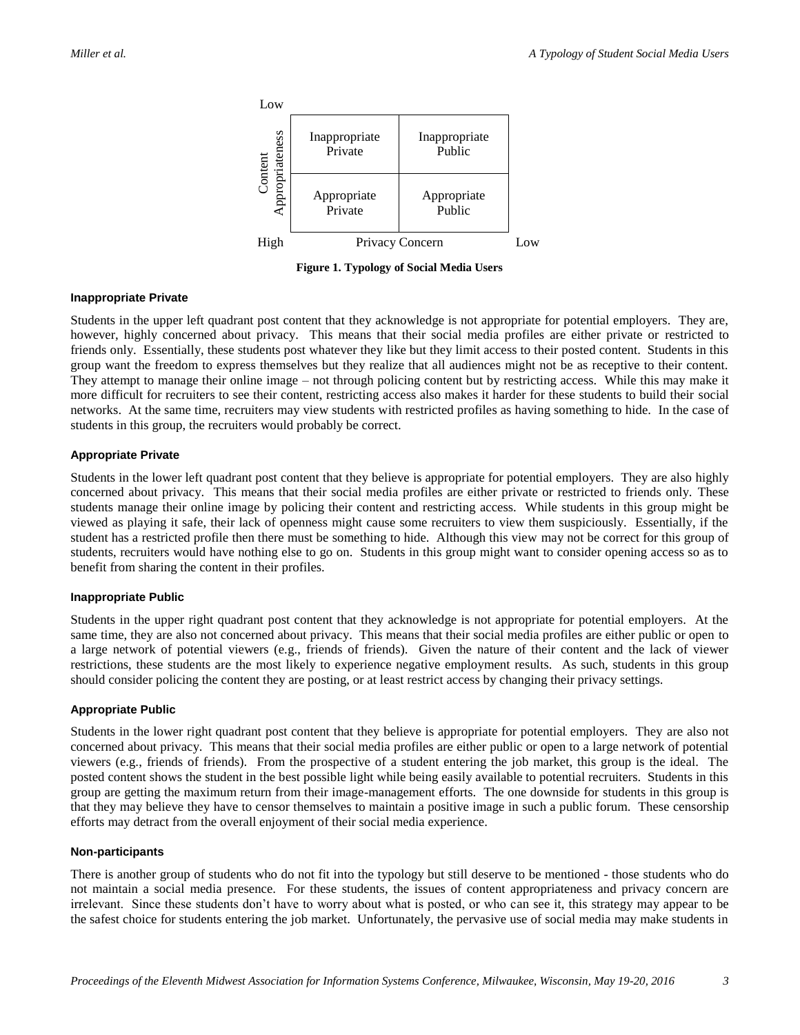|  | High ← Privacy Concern → Low |  |
| --- | --- | --- |
| **Content Appropriateness** (Low) | Inappropriate Private | Inappropriate Public |
| **Content Appropriateness** (High) | Appropriate Private | Appropriate Public |

**Figure 1. Typology of Social Media Users**

#### Inappropriate Private

Students in the upper left quadrant post content that they acknowledge is not appropriate for potential employers. They are, however, highly concerned about privacy. This means that their social media profiles are either private or restricted to friends only. Essentially, these students post whatever they like but they limit access to their posted content. Students in this group want the freedom to express themselves but they realize that all audiences might not be as receptive to their content. They attempt to manage their online image – not through policing content but by restricting access. While this may make it more difficult for recruiters to see their content, restricting access also makes it harder for these students to build their social networks. At the same time, recruiters may view students with restricted profiles as having something to hide. In the case of students in this group, the recruiters would probably be correct.

#### Appropriate Private

Students in the lower left quadrant post content that they believe is appropriate for potential employers. They are also highly concerned about privacy. This means that their social media profiles are either private or restricted to friends only. These students manage their online image by policing their content and restricting access. While students in this group might be viewed as playing it safe, their lack of openness might cause some recruiters to view them suspiciously. Essentially, if the student has a restricted profile then there must be something to hide. Although this view may not be correct for this group of students, recruiters would have nothing else to go on. Students in this group might want to consider opening access so as to benefit from sharing the content in their profiles.

#### Inappropriate Public

Students in the upper right quadrant post content that they acknowledge is not appropriate for potential employers. At the same time, they are also not concerned about privacy. This means that their social media profiles are either public or open to a large network of potential viewers (e.g., friends of friends). Given the nature of their content and the lack of viewer restrictions, these students are the most likely to experience negative employment results. As such, students in this group should consider policing the content they are posting, or at least restrict access by changing their privacy settings.

#### Appropriate Public

Students in the lower right quadrant post content that they believe is appropriate for potential employers. They are also not concerned about privacy. This means that their social media profiles are either public or open to a large network of potential viewers (e.g., friends of friends). From the prospective of a student entering the job market, this group is the ideal. The posted content shows the student in the best possible light while being easily available to potential recruiters. Students in this group are getting the maximum return from their image-management efforts. The one downside for students in this group is that they may believe they have to censor themselves to maintain a positive image in such a public forum. These censorship efforts may detract from the overall enjoyment of their social media experience.

#### Non-participants

There is another group of students who do not fit into the typology but still deserve to be mentioned - those students who do not maintain a social media presence. For these students, the issues of content appropriateness and privacy concern are irrelevant. Since these students don't have to worry about what is posted, or who can see it, this strategy may appear to be the safest choice for students entering the job market. Unfortunately, the pervasive use of social media may make students in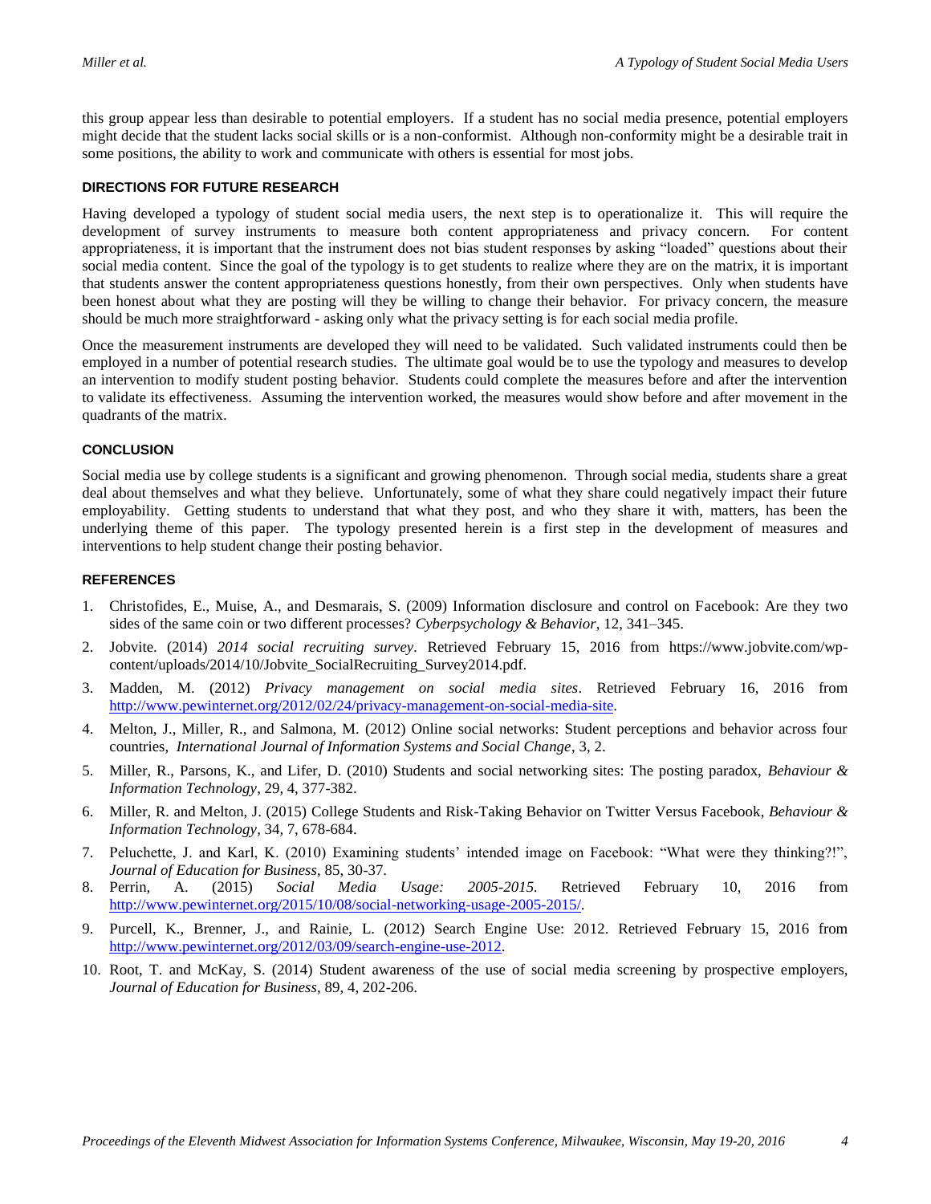this group appear less than desirable to potential employers. If a student has no social media presence, potential employers might decide that the student lacks social skills or is a non-conformist. Although non-conformity might be a desirable trait in some positions, the ability to work and communicate with others is essential for most jobs.

## DIRECTIONS FOR FUTURE RESEARCH

Having developed a typology of student social media users, the next step is to operationalize it. This will require the development of survey instruments to measure both content appropriateness and privacy concern. For content appropriateness, it is important that the instrument does not bias student responses by asking "loaded" questions about their social media content. Since the goal of the typology is to get students to realize where they are on the matrix, it is important that students answer the content appropriateness questions honestly, from their own perspectives. Only when students have been honest about what they are posting will they be willing to change their behavior. For privacy concern, the measure should be much more straightforward - asking only what the privacy setting is for each social media profile.

Once the measurement instruments are developed they will need to be validated. Such validated instruments could then be employed in a number of potential research studies. The ultimate goal would be to use the typology and measures to develop an intervention to modify student posting behavior. Students could complete the measures before and after the intervention to validate its effectiveness. Assuming the intervention worked, the measures would show before and after movement in the quadrants of the matrix.

## CONCLUSION

Social media use by college students is a significant and growing phenomenon. Through social media, students share a great deal about themselves and what they believe. Unfortunately, some of what they share could negatively impact their future employability. Getting students to understand that what they post, and who they share it with, matters, has been the underlying theme of this paper. The typology presented herein is a first step in the development of measures and interventions to help student change their posting behavior.

## REFERENCES

1. Christofides, E., Muise, A., and Desmarais, S. (2009) Information disclosure and control on Facebook: Are they two sides of the same coin or two different processes? *Cyberpsychology & Behavior*, 12, 341–345.
2. Jobvite. (2014) *2014 social recruiting survey*. Retrieved February 15, 2016 from https://www.jobvite.com/wp-content/uploads/2014/10/Jobvite_SocialRecruiting_Survey2014.pdf.
3. Madden, M. (2012) *Privacy management on social media sites*. Retrieved February 16, 2016 from http://www.pewinternet.org/2012/02/24/privacy-management-on-social-media-site.
4. Melton, J., Miller, R., and Salmona, M. (2012) Online social networks: Student perceptions and behavior across four countries, *International Journal of Information Systems and Social Change*, 3, 2.
5. Miller, R., Parsons, K., and Lifer, D. (2010) Students and social networking sites: The posting paradox, *Behaviour & Information Technology*, 29, 4, 377-382.
6. Miller, R. and Melton, J. (2015) College Students and Risk-Taking Behavior on Twitter Versus Facebook, *Behaviour & Information Technology*, 34, 7, 678-684.
7. Peluchette, J. and Karl, K. (2010) Examining students' intended image on Facebook: "What were they thinking?!", *Journal of Education for Business*, 85, 30-37.
8. Perrin, A. (2015) *Social Media Usage: 2005-2015.* Retrieved February 10, 2016 from http://www.pewinternet.org/2015/10/08/social-networking-usage-2005-2015/.
9. Purcell, K., Brenner, J., and Rainie, L. (2012) Search Engine Use: 2012. Retrieved February 15, 2016 from http://www.pewinternet.org/2012/03/09/search-engine-use-2012.
10. Root, T. and McKay, S. (2014) Student awareness of the use of social media screening by prospective employers, *Journal of Education for Business*, 89, 4, 202-206.